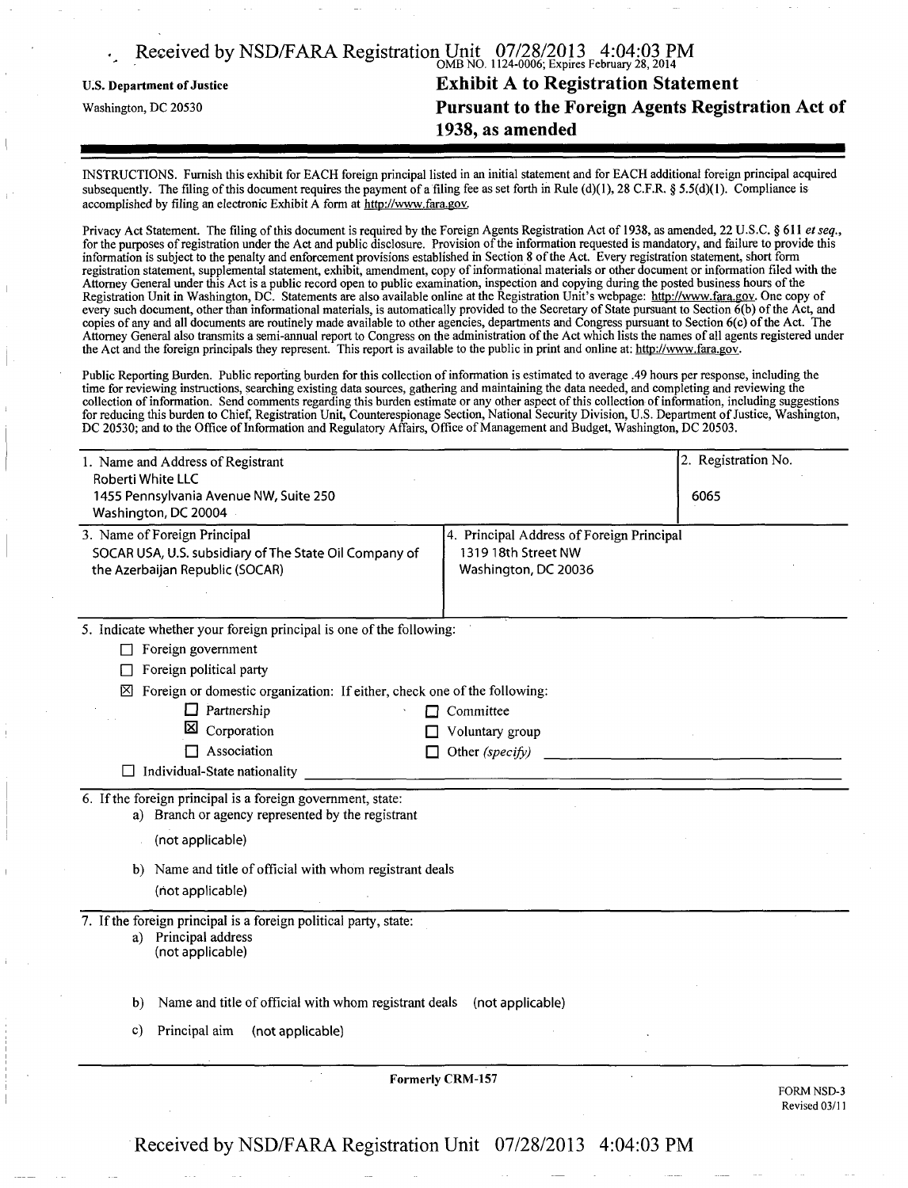Received by NSD/FARA Registration Unit 07/28/2013 4:04:03 PM

OMB NO. 1124-0006; Expires February 28, 2014

**U.S. Department of Justice**

Washington, DC 20530

# Exhibit A to Registration Statement Pursuant to the Foreign Agents Registration Act of 1938, as amended

INSTRUCTIONS. Furnish this exhibit for EACH foreign principal listed in an initial statement and for EACH additional foreign principal acquired subsequently. The filing of this document requires the payment of a filing fee as set forth in Rule (d)(1), 28 C.F.R. § 5.5(d)(1). Compliance is accomplished by filing an electronic Exhibit A form at http://www.fara.gov.

Privacy Act Statement. The filing of this document is required by the Foreign Agents Registration Act of 1938, as amended, 22 U.S.C. § 611 *et seq.*, for the purposes of registration under the Act and public disclosure. Provision of the information requested is mandatory, and failure to provide this information is subject to the penalty and enforcement provisions established in Section 8 of the Act. Every registration statement, short form registration statement, supplemental statement, exhibit, amendment, copy of informational materials or other document or information filed with the Attorney General under this Act is a public record open to public examination, inspection and copying during the posted business hours of the Registration Unit in Washington, DC. Statements are also available online at the Registration Unit's webpage: http://www.fara.gov. One copy of every such document, other than informational materials, is automatically provided to the Secretary of State pursuant to Section 6(b) of the Act, and copies of any and all documents are routinely made available to other agencies, departments and Congress pursuant to Section 6(c) of the Act. The Attorney General also transmits a semi-annual report to Congress on the administration of the Act which lists the names of all agents registered under the Act and the foreign principals they represent. This report is available to the public in print and online at: http://www.fara.gov.

Public Reporting Burden. Public reporting burden for this collection of information is estimated to average .49 hours per response, including the time for reviewing instructions, searching existing data sources, gathering and maintaining the data needed, and completing and reviewing the collection of information. Send comments regarding this burden estimate or any other aspect of this collection of information, including suggestions for reducing this burden to Chief, Registration Unit, Counterespionage Section, National Security Division, U.S. Department of Justice, Washington, DC 20530; and to the Office of Information and Regulatory Affairs, Office of Management and Budget, Washington, DC 20503.

| 1. Name and Address of Registrant | 2. Registration No. |
|---|---|
| Roberti White LLC<br>1455 Pennsylvania Avenue NW, Suite 250<br>Washington, DC 20004 | 6065 |

| 3. Name of Foreign Principal | 4. Principal Address of Foreign Principal |
|---|---|
| SOCAR USA, U.S. subsidiary of The State Oil Company of the Azerbaijan Republic (SOCAR) | 1319 18th Street NW<br>Washington, DC 20036 |

5. Indicate whether your foreign principal is one of the following:

- ☐ Foreign government
- ☐ Foreign political party
- ☒ Foreign or domestic organization: If either, check one of the following:
  - ☐ Partnership
  - ☒ Corporation
  - ☐ Association
  - ☐ Committee
  - ☐ Voluntary group
  - ☐ Other *(specify)* ______
- ☐ Individual-State nationality ______

6. If the foreign principal is a foreign government, state:

a) Branch or agency represented by the registrant

(not applicable)

b) Name and title of official with whom registrant deals

(not applicable)

7. If the foreign principal is a foreign political party, state:

a) Principal address
(not applicable)

b) Name and title of official with whom registrant deals (not applicable)

c) Principal aim (not applicable)

Formerly CRM-157

FORM NSD-3
Revised 03/11

Received by NSD/FARA Registration Unit 07/28/2013 4:04:03 PM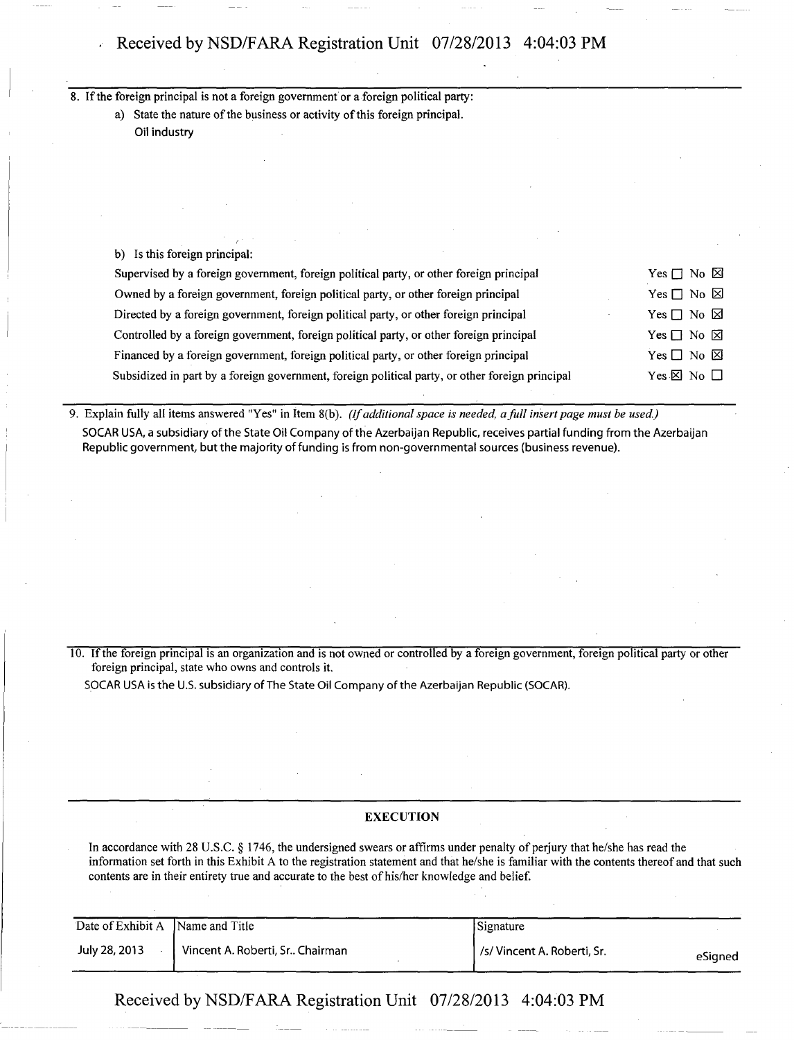8. If the foreign principal is not a foreign government or a foreign political party:

   a) State the nature of the business or activity of this foreign principal.

   Oil industry

   b) Is this foreign principal:

| | |
|---|---|
| Supervised by a foreign government, foreign political party, or other foreign principal | Yes ☐ No ☒ |
| Owned by a foreign government, foreign political party, or other foreign principal | Yes ☐ No ☒ |
| Directed by a foreign government, foreign political party, or other foreign principal | Yes ☐ No ☒ |
| Controlled by a foreign government, foreign political party, or other foreign principal | Yes ☐ No ☒ |
| Financed by a foreign government, foreign political party, or other foreign principal | Yes ☐ No ☒ |
| Subsidized in part by a foreign government, foreign political party, or other foreign principal | Yes ☒ No ☐ |

9. Explain fully all items answered "Yes" in Item 8(b). *(If additional space is needed, a full insert page must be used.)*

   SOCAR USA, a subsidiary of the State Oil Company of the Azerbaijan Republic, receives partial funding from the Azerbaijan Republic government, but the majority of funding is from non-governmental sources (business revenue).

10. If the foreign principal is an organization and is not owned or controlled by a foreign government, foreign political party or other foreign principal, state who owns and controls it.

   SOCAR USA is the U.S. subsidiary of The State Oil Company of the Azerbaijan Republic (SOCAR).

**EXECUTION**

In accordance with 28 U.S.C. § 1746, the undersigned swears or affirms under penalty of perjury that he/she has read the information set forth in this Exhibit A to the registration statement and that he/she is familiar with the contents thereof and that such contents are in their entirety true and accurate to the best of his/her knowledge and belief.

| Date of Exhibit A | Name and Title | Signature |
|---|---|---|
| July 28, 2013 | Vincent A. Roberti, Sr.. Chairman | /s/ Vincent A. Roberti, Sr. eSigned |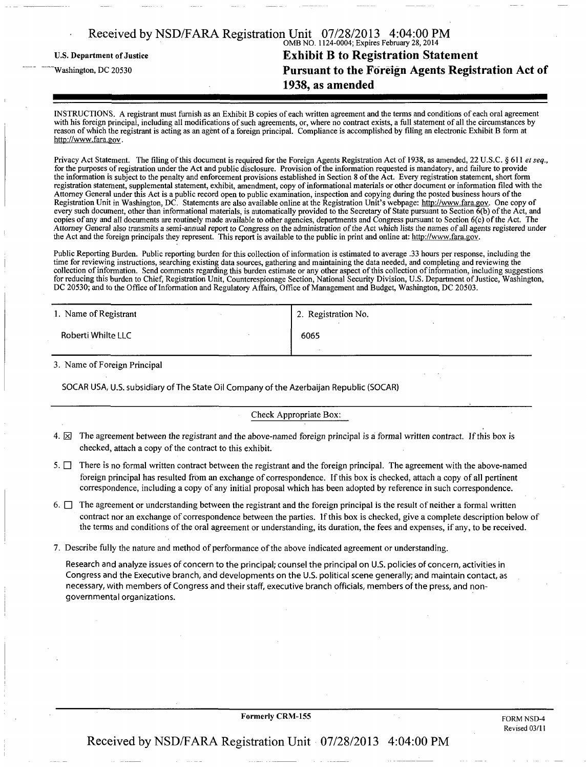U.S. Department of Justice

Washington, DC 20530

OMB NO. 1124-0004; Expires February 28, 2014

# Exhibit B to Registration Statement Pursuant to the Foreign Agents Registration Act of 1938, as amended

INSTRUCTIONS. A registrant must furnish as an Exhibit B copies of each written agreement and the terms and conditions of each oral agreement with his foreign principal, including all modifications of such agreements, or, where no contract exists, a full statement of all the circumstances by reason of which the registrant is acting as an agent of a foreign principal. Compliance is accomplished by filing an electronic Exhibit B form at http://www.fara.gov.

Privacy Act Statement. The filing of this document is required for the Foreign Agents Registration Act of 1938, as amended, 22 U.S.C. § 611 *et seq.*, for the purposes of registration under the Act and public disclosure. Provision of the information requested is mandatory, and failure to provide the information is subject to the penalty and enforcement provisions established in Section 8 of the Act. Every registration statement, short form registration statement, supplemental statement, exhibit, amendment, copy of informational materials or other document or information filed with the Attorney General under this Act is a public record open to public examination, inspection and copying during the posted business hours of the Registration Unit in Washington, DC. Statements are also available online at the Registration Unit's webpage: http://www.fara.gov. One copy of every such document, other than informational materials, is automatically provided to the Secretary of State pursuant to Section 6(b) of the Act, and copies of any and all documents are routinely made available to other agencies, departments and Congress pursuant to Section 6(c) of the Act. The Attorney General also transmits a semi-annual report to Congress on the administration of the Act which lists the names of all agents registered under the Act and the foreign principals they represent. This report is available to the public in print and online at: http://www.fara.gov.

Public Reporting Burden. Public reporting burden for this collection of information is estimated to average .33 hours per response, including the time for reviewing instructions, searching existing data sources, gathering and maintaining the data needed, and completing and reviewing the collection of information. Send comments regarding this burden estimate or any other aspect of this collection of information, including suggestions for reducing this burden to Chief, Registration Unit, Counterespionage Section, National Security Division, U.S. Department of Justice, Washington, DC 20530; and to the Office of Information and Regulatory Affairs, Office of Management and Budget, Washington, DC 20503.

| 1. Name of Registrant | 2. Registration No. |
|---|---|
| Roberti Whilte LLC | 6065 |

3. Name of Foreign Principal

SOCAR USA, U.S. subsidiary of The State Oil Company of the Azerbaijan Republic (SOCAR)

Check Appropriate Box:

4. ☒ The agreement between the registrant and the above-named foreign principal is a formal written contract. If this box is checked, attach a copy of the contract to this exhibit.

5. ☐ There is no formal written contract between the registrant and the foreign principal. The agreement with the above-named foreign principal has resulted from an exchange of correspondence. If this box is checked, attach a copy of all pertinent correspondence, including a copy of any initial proposal which has been adopted by reference in such correspondence.

6. ☐ The agreement or understanding between the registrant and the foreign principal is the result of neither a formal written contract nor an exchange of correspondence between the parties. If this box is checked, give a complete description below of the terms and conditions of the oral agreement or understanding, its duration, the fees and expenses, if any, to be received.

7. Describe fully the nature and method of performance of the above indicated agreement or understanding.

Research and analyze issues of concern to the principal; counsel the principal on U.S. policies of concern, activities in Congress and the Executive branch, and developments on the U.S. political scene generally; and maintain contact, as necessary, with members of Congress and their staff, executive branch officials, members of the press, and non-governmental organizations.

Formerly CRM-155

FORM NSD-4
Revised 03/11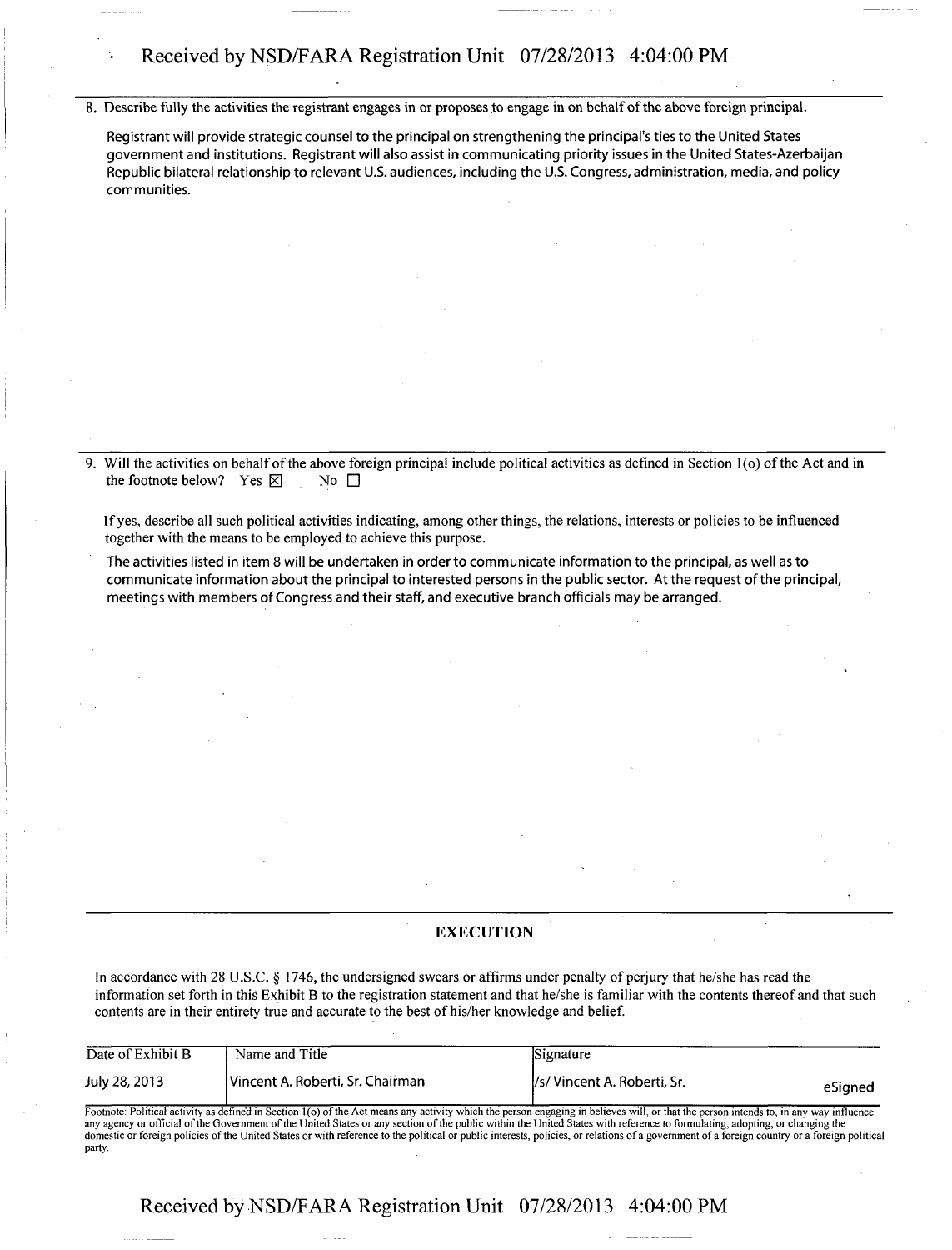8. Describe fully the activities the registrant engages in or proposes to engage in on behalf of the above foreign principal.

Registrant will provide strategic counsel to the principal on strengthening the principal's ties to the United States government and institutions. Registrant will also assist in communicating priority issues in the United States-Azerbaijan Republic bilateral relationship to relevant U.S. audiences, including the U.S. Congress, administration, media, and policy communities.

9. Will the activities on behalf of the above foreign principal include political activities as defined in Section 1(o) of the Act and in the footnote below? Yes ☒ No ☐

If yes, describe all such political activities indicating, among other things, the relations, interests or policies to be influenced together with the means to be employed to achieve this purpose.

The activities listed in item 8 will be undertaken in order to communicate information to the principal, as well as to communicate information about the principal to interested persons in the public sector. At the request of the principal, meetings with members of Congress and their staff, and executive branch officials may be arranged.

## EXECUTION

In accordance with 28 U.S.C. § 1746, the undersigned swears or affirms under penalty of perjury that he/she has read the information set forth in this Exhibit B to the registration statement and that he/she is familiar with the contents thereof and that such contents are in their entirety true and accurate to the best of his/her knowledge and belief.

| Date of Exhibit B | Name and Title | Signature |
|---|---|---|
| July 28, 2013 | Vincent A. Roberti, Sr. Chairman | /s/ Vincent A. Roberti, Sr. eSigned |

Footnote: Political activity as defined in Section 1(o) of the Act means any activity which the person engaging in believes will, or that the person intends to, in any way influence any agency or official of the Government of the United States or any section of the public within the United States with reference to formulating, adopting, or changing the domestic or foreign policies of the United States or with reference to the political or public interests, policies, or relations of a government of a foreign country or a foreign political party.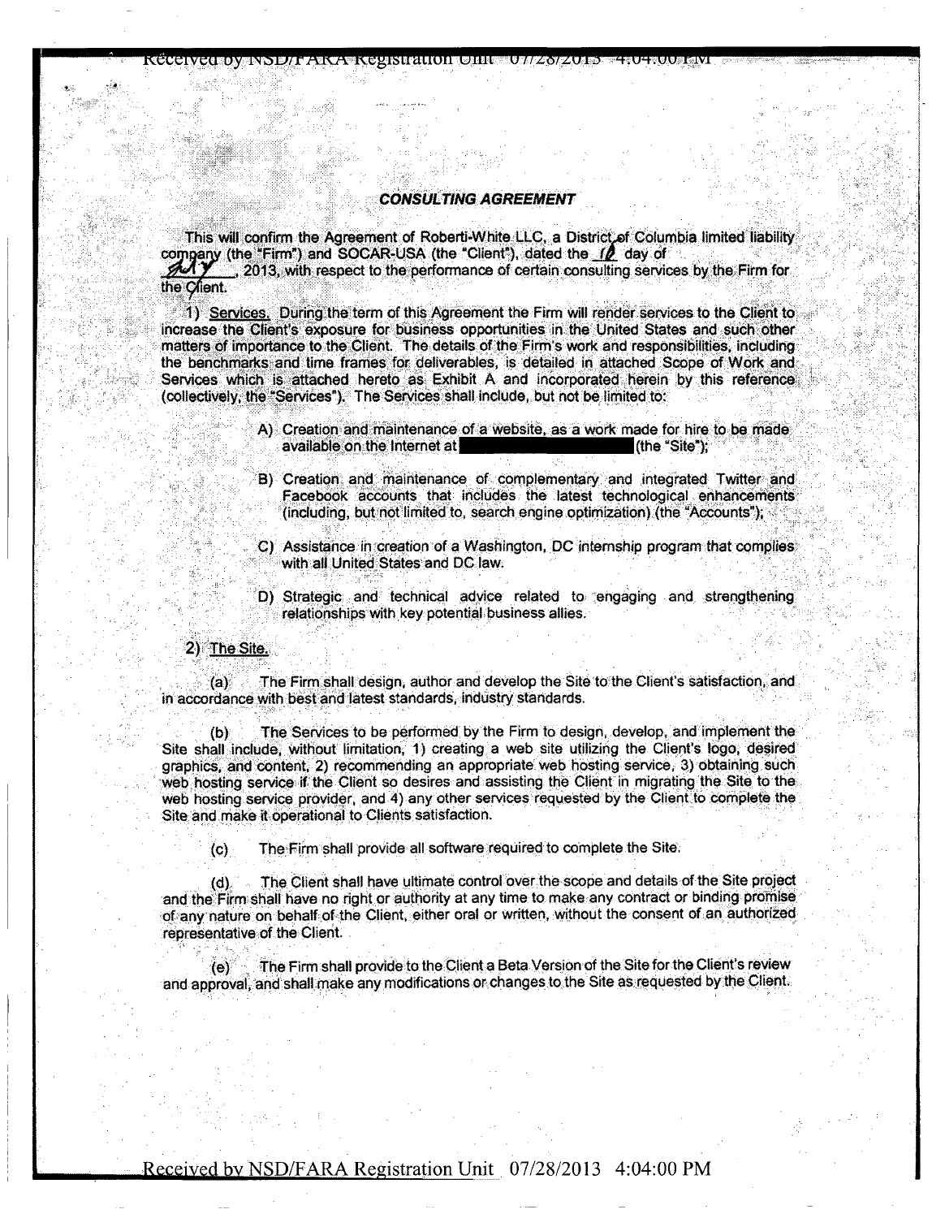### ***CONSULTING AGREEMENT***

This will confirm the Agreement of Roberti-White LLC, a District of Columbia limited liability company (the "Firm") and SOCAR-USA (the "Client"), dated the 18 day of July, 2013, with respect to the performance of certain consulting services by the Firm for the Client.

1) Services. During the term of this Agreement the Firm will render services to the Client to increase the Client's exposure for business opportunities in the United States and such other matters of importance to the Client. The details of the Firm's work and responsibilities, including the benchmarks and time frames for deliverables, is detailed in attached Scope of Work and Services which is attached hereto as Exhibit A and incorporated herein by this reference (collectively, the "Services"). The Services shall include, but not be limited to:

- A) Creation and maintenance of a website, as a work made for hire to be made available on the Internet at [REDACTED] (the "Site");
- B) Creation and maintenance of complementary and integrated Twitter and Facebook accounts that includes the latest technological enhancements (including, but not limited to, search engine optimization) (the "Accounts");
- C) Assistance in creation of a Washington, DC internship program that complies with all United States and DC law.
- D) Strategic and technical advice related to engaging and strengthening relationships with key potential business allies.

2) The Site.

(a) The Firm shall design, author and develop the Site to the Client's satisfaction, and in accordance with best and latest standards, industry standards.

(b) The Services to be performed by the Firm to design, develop, and implement the Site shall include, without limitation, 1) creating a web site utilizing the Client's logo, desired graphics, and content, 2) recommending an appropriate web hosting service, 3) obtaining such web hosting service if the Client so desires and assisting the Client in migrating the Site to the web hosting service provider, and 4) any other services requested by the Client to complete the Site and make it operational to Clients satisfaction.

(c) The Firm shall provide all software required to complete the Site.

(d) The Client shall have ultimate control over the scope and details of the Site project and the Firm shall have no right or authority at any time to make any contract or binding promise of any nature on behalf of the Client, either oral or written, without the consent of an authorized representative of the Client.

(e) The Firm shall provide to the Client a Beta Version of the Site for the Client's review and approval, and shall make any modifications or changes to the Site as requested by the Client.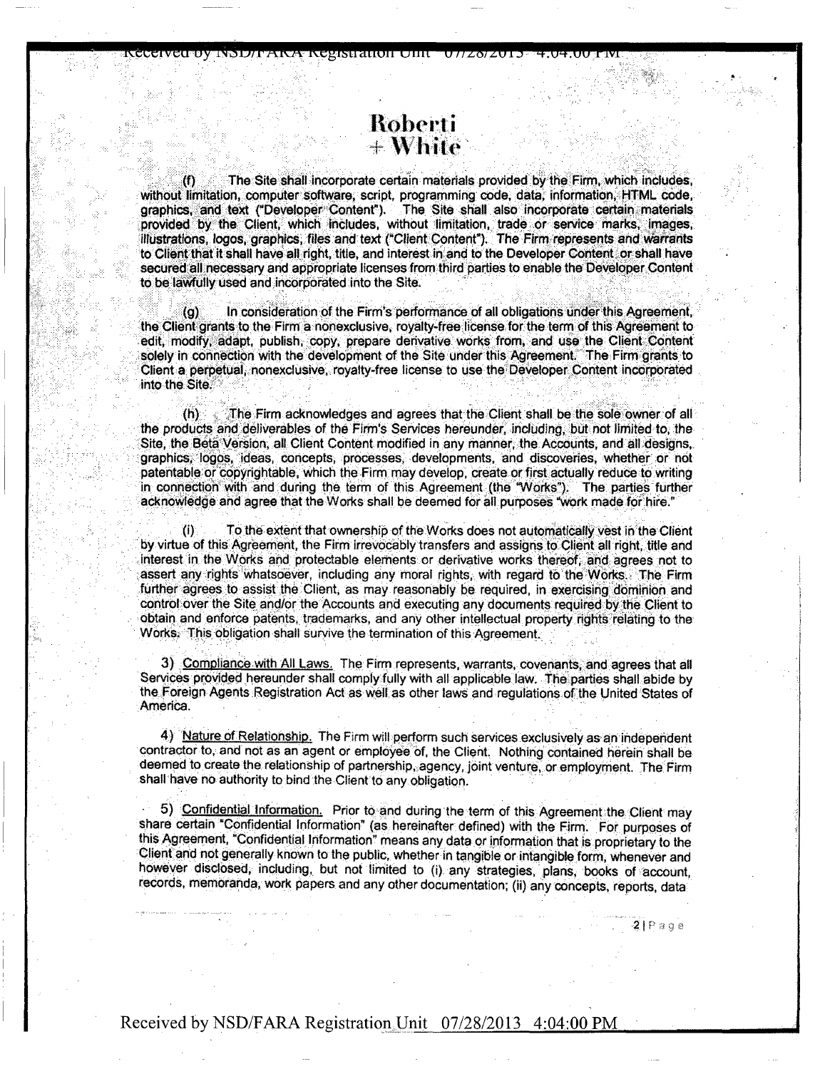# Roberti + White

(f) The Site shall incorporate certain materials provided by the Firm, which includes, without limitation, computer software, script, programming code, data, information, HTML code, graphics, and text ("Developer Content"). The Site shall also incorporate certain materials provided by the Client, which includes, without limitation, trade or service marks, images, illustrations, logos, graphics, files and text ("Client Content"). The Firm represents and warrants to Client that it shall have all right, title, and interest in and to the Developer Content or shall have secured all necessary and appropriate licenses from third parties to enable the Developer Content to be lawfully used and incorporated into the Site.

(g) In consideration of the Firm's performance of all obligations under this Agreement, the Client grants to the Firm a nonexclusive, royalty-free license for the term of this Agreement to edit, modify, adapt, publish, copy, prepare derivative works from, and use the Client Content solely in connection with the development of the Site under this Agreement. The Firm grants to Client a perpetual, nonexclusive, royalty-free license to use the Developer Content incorporated into the Site.

(h) The Firm acknowledges and agrees that the Client shall be the sole owner of all the products and deliverables of the Firm's Services hereunder, including, but not limited to, the Site, the Beta Version, all Client Content modified in any manner, the Accounts, and all designs, graphics, logos, ideas, concepts, processes, developments, and discoveries, whether or not patentable or copyrightable, which the Firm may develop, create or first actually reduce to writing in connection with and during the term of this Agreement (the "Works"). The parties further acknowledge and agree that the Works shall be deemed for all purposes "work made for hire."

(i) To the extent that ownership of the Works does not automatically vest in the Client by virtue of this Agreement, the Firm irrevocably transfers and assigns to Client all right, title and interest in the Works and protectable elements or derivative works thereof, and agrees not to assert any rights whatsoever, including any moral rights, with regard to the Works. The Firm further agrees to assist the Client, as may reasonably be required, in exercising dominion and control over the Site and/or the Accounts and executing any documents required by the Client to obtain and enforce patents, trademarks, and any other intellectual property rights relating to the Works. This obligation shall survive the termination of this Agreement.

3) Compliance with All Laws. The Firm represents, warrants, covenants, and agrees that all Services provided hereunder shall comply fully with all applicable law. The parties shall abide by the Foreign Agents Registration Act as well as other laws and regulations of the United States of America.

4) Nature of Relationship. The Firm will perform such services exclusively as an independent contractor to, and not as an agent or employee of, the Client. Nothing contained herein shall be deemed to create the relationship of partnership, agency, joint venture, or employment. The Firm shall have no authority to bind the Client to any obligation.

5) Confidential Information. Prior to and during the term of this Agreement the Client may share certain "Confidential Information" (as hereinafter defined) with the Firm. For purposes of this Agreement, "Confidential Information" means any data or information that is proprietary to the Client and not generally known to the public, whether in tangible or intangible form, whenever and however disclosed, including, but not limited to (i) any strategies, plans, books of account, records, memoranda, work papers and any other documentation; (ii) any concepts, reports, data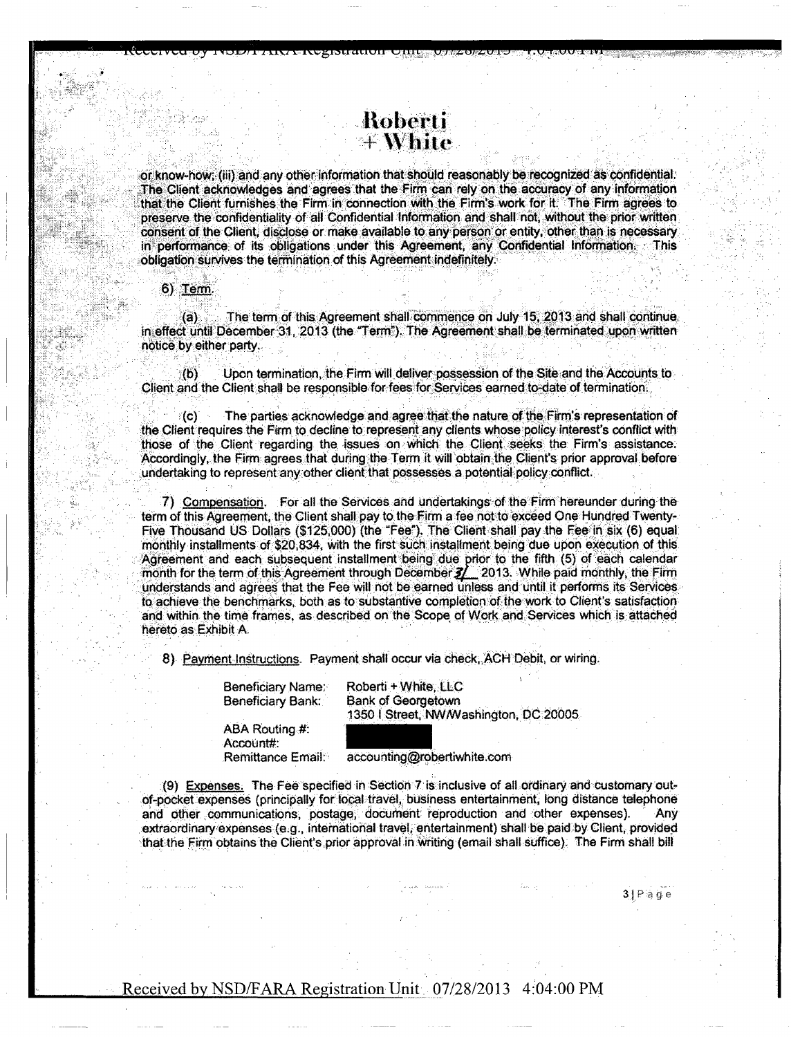# Roberti + White

or know-how; (iii) and any other information that should reasonably be recognized as confidential. The Client acknowledges and agrees that the Firm can rely on the accuracy of any information that the Client furnishes the Firm in connection with the Firm's work for it. The Firm agrees to preserve the confidentiality of all Confidential Information and shall not, without the prior written consent of the Client, disclose or make available to any person or entity, other than is necessary in performance of its obligations under this Agreement, any Confidential Information. This obligation survives the termination of this Agreement indefinitely.

6) Term.

(a) The term of this Agreement shall commence on July 15, 2013 and shall continue in effect until December 31, 2013 (the "Term"). The Agreement shall be terminated upon written notice by either party.

(b) Upon termination, the Firm will deliver possession of the Site and the Accounts to Client and the Client shall be responsible for fees for Services earned to-date of termination.

(c) The parties acknowledge and agree that the nature of the Firm's representation of the Client requires the Firm to decline to represent any clients whose policy interest's conflict with those of the Client regarding the issues on which the Client seeks the Firm's assistance. Accordingly, the Firm agrees that during the Term it will obtain the Client's prior approval before undertaking to represent any other client that possesses a potential policy conflict.

7) Compensation. For all the Services and undertakings of the Firm hereunder during the term of this Agreement, the Client shall pay to the Firm a fee not to exceed One Hundred Twenty-Five Thousand US Dollars ($125,000) (the "Fee"). The Client shall pay the Fee in six (6) equal monthly installments of $20,834, with the first such installment being due upon execution of this Agreement and each subsequent installment being due prior to the fifth (5) of each calendar month for the term of this Agreement through December 31 2013. While paid monthly, the Firm understands and agrees that the Fee will not be earned unless and until it performs its Services to achieve the benchmarks, both as to substantive completion of the work to Client's satisfaction and within the time frames, as described on the Scope of Work and Services which is attached hereto as Exhibit A.

8) Payment Instructions. Payment shall occur via check, ACH Debit, or wiring.

| | |
|---|---|
| Beneficiary Name: | Roberti + White, LLC |
| Beneficiary Bank: | Bank of Georgetown<br>1350 I Street, NW/Washington, DC 20005 |
| ABA Routing #: | [REDACTED] |
| Account#: | [REDACTED] |
| Remittance Email: | accounting@robertiwhite.com |

(9) Expenses. The Fee specified in Section 7 is inclusive of all ordinary and customary out-of-pocket expenses (principally for local travel, business entertainment, long distance telephone and other communications, postage, document reproduction and other expenses). Any extraordinary expenses (e.g., international travel, entertainment) shall be paid by Client, provided that the Firm obtains the Client's prior approval in writing (email shall suffice). The Firm shall bill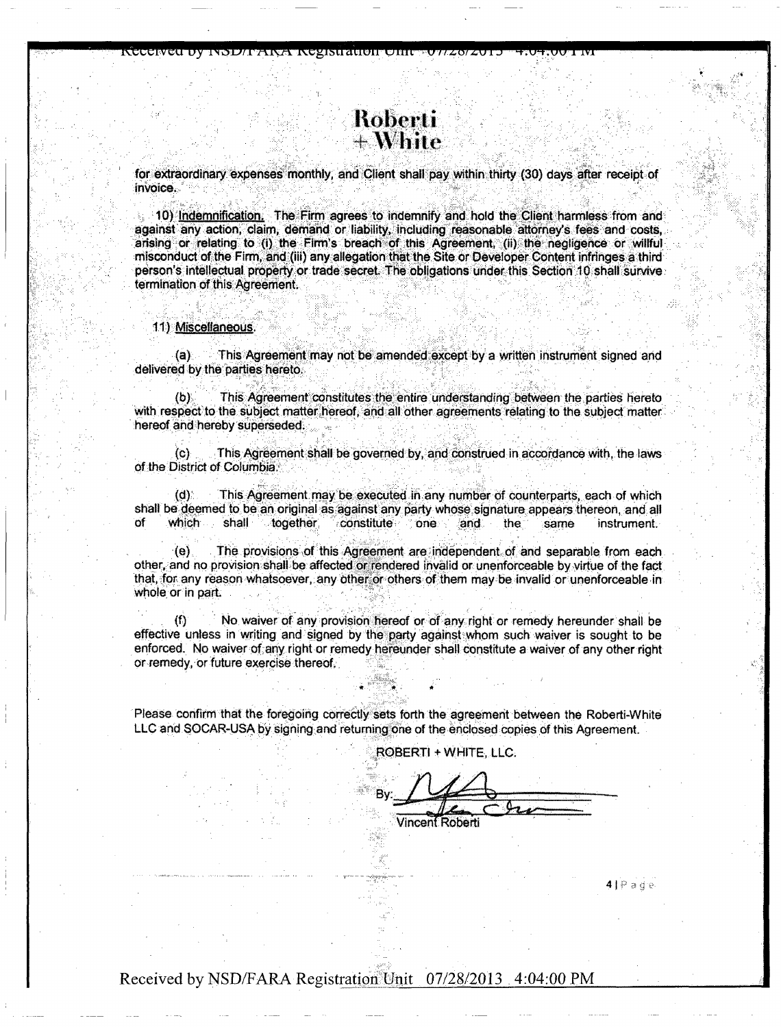**Roberti + White**

for extraordinary expenses monthly, and Client shall pay within thirty (30) days after receipt of invoice.

10) Indemnification. The Firm agrees to indemnify and hold the Client harmless from and against any action, claim, demand or liability, including reasonable attorney's fees and costs, arising or relating to (i) the Firm's breach of this Agreement, (ii) the negligence or willful misconduct of the Firm, and (iii) any allegation that the Site or Developer Content infringes a third person's intellectual property or trade secret. The obligations under this Section 10 shall survive termination of this Agreement.

11) Miscellaneous.

(a) This Agreement may not be amended except by a written instrument signed and delivered by the parties hereto.

(b) This Agreement constitutes the entire understanding between the parties hereto with respect to the subject matter hereof, and all other agreements relating to the subject matter hereof and hereby superseded.

(c) This Agreement shall be governed by, and construed in accordance with, the laws of the District of Columbia.

(d) This Agreement may be executed in any number of counterparts, each of which shall be deemed to be an original as against any party whose signature appears thereon, and all of which shall together constitute one and the same instrument.

(e) The provisions of this Agreement are independent of and separable from each other, and no provision shall be affected or rendered invalid or unenforceable by virtue of the fact that, for any reason whatsoever, any other or others of them may be invalid or unenforceable in whole or in part.

(f) No waiver of any provision hereof or of any right or remedy hereunder shall be effective unless in writing and signed by the party against whom such waiver is sought to be enforced. No waiver of any right or remedy hereunder shall constitute a waiver of any other right or remedy, or future exercise thereof.

\* \* \*

Please confirm that the foregoing correctly sets forth the agreement between the Roberti-White LLC and SOCAR-USA by signing and returning one of the enclosed copies of this Agreement.

ROBERTI + WHITE, LLC.

By: ______________________
Vincent Roberti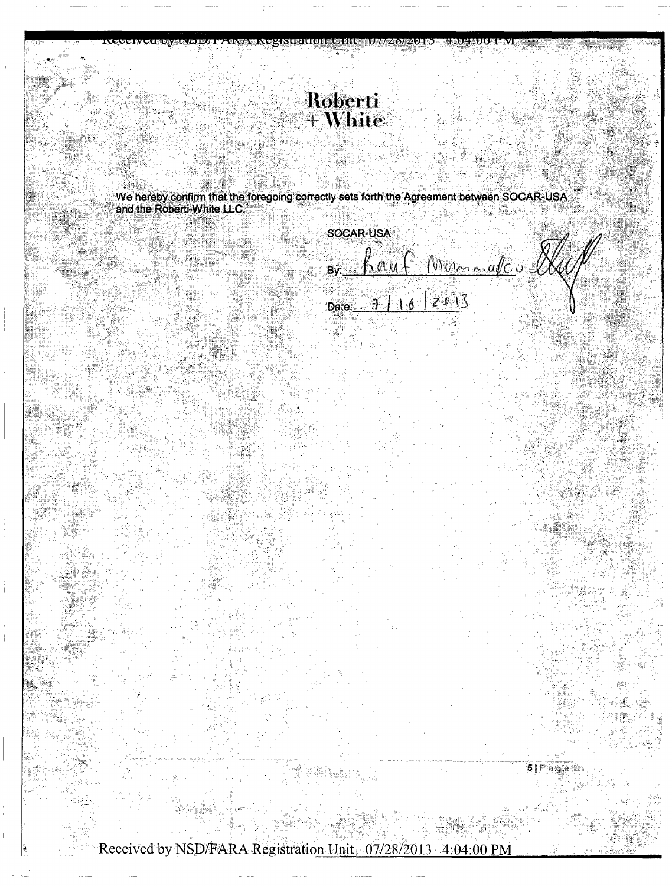# Roberti + White

We hereby confirm that the foregoing correctly sets forth the Agreement between SOCAR-USA and the Roberti-White LLC.

SOCAR-USA

By: Rauf Mammadov

Date: 7/16/2013